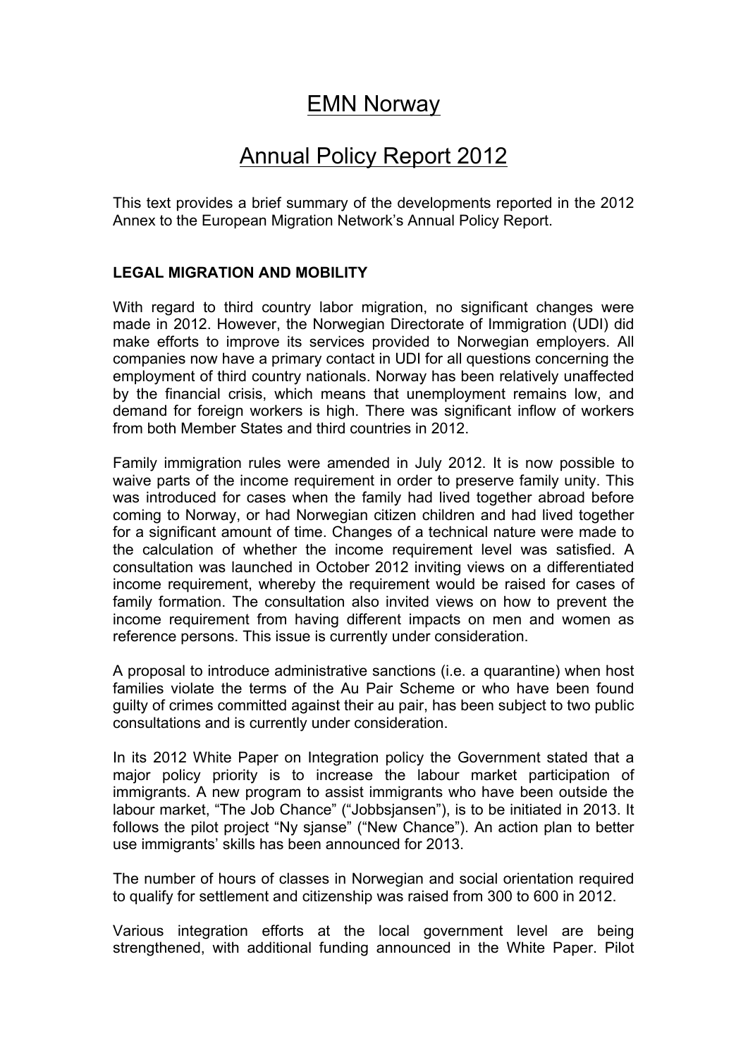# EMN Norway

# Annual Policy Report 2012

This text provides a brief summary of the developments reported in the 2012 Annex to the European Migration Network's Annual Policy Report.

## LEGAL MIGRATION AND MOBILITY

With regard to third country labor migration, no significant changes were made in 2012. However, the Norwegian Directorate of Immigration (UDI) did make efforts to improve its services provided to Norwegian employers. All companies now have a primary contact in UDI for all questions concerning the employment of third country nationals. Norway has been relatively unaffected by the financial crisis, which means that unemployment remains low, and demand for foreign workers is high. There was significant inflow of workers from both Member States and third countries in 2012.

Family immigration rules were amended in July 2012. It is now possible to waive parts of the income requirement in order to preserve family unity. This was introduced for cases when the family had lived together abroad before coming to Norway, or had Norwegian citizen children and had lived together for a significant amount of time. Changes of a technical nature were made to the calculation of whether the income requirement level was satisfied. A consultation was launched in October 2012 inviting views on a differentiated income requirement, whereby the requirement would be raised for cases of family formation. The consultation also invited views on how to prevent the income requirement from having different impacts on men and women as reference persons. This issue is currently under consideration.

A proposal to introduce administrative sanctions (i.e. a quarantine) when host families violate the terms of the Au Pair Scheme or who have been found guilty of crimes committed against their au pair, has been subject to two public consultations and is currently under consideration.

In its 2012 White Paper on Integration policy the Government stated that a major policy priority is to increase the labour market participation of immigrants. A new program to assist immigrants who have been outside the labour market, "The Job Chance" ("Jobbsjansen"), is to be initiated in 2013. It follows the pilot project "Ny sjanse" ("New Chance"). An action plan to better use immigrants' skills has been announced for 2013.

The number of hours of classes in Norwegian and social orientation required to qualify for settlement and citizenship was raised from 300 to 600 in 2012.

Various integration efforts at the local government level are being strengthened, with additional funding announced in the White Paper. Pilot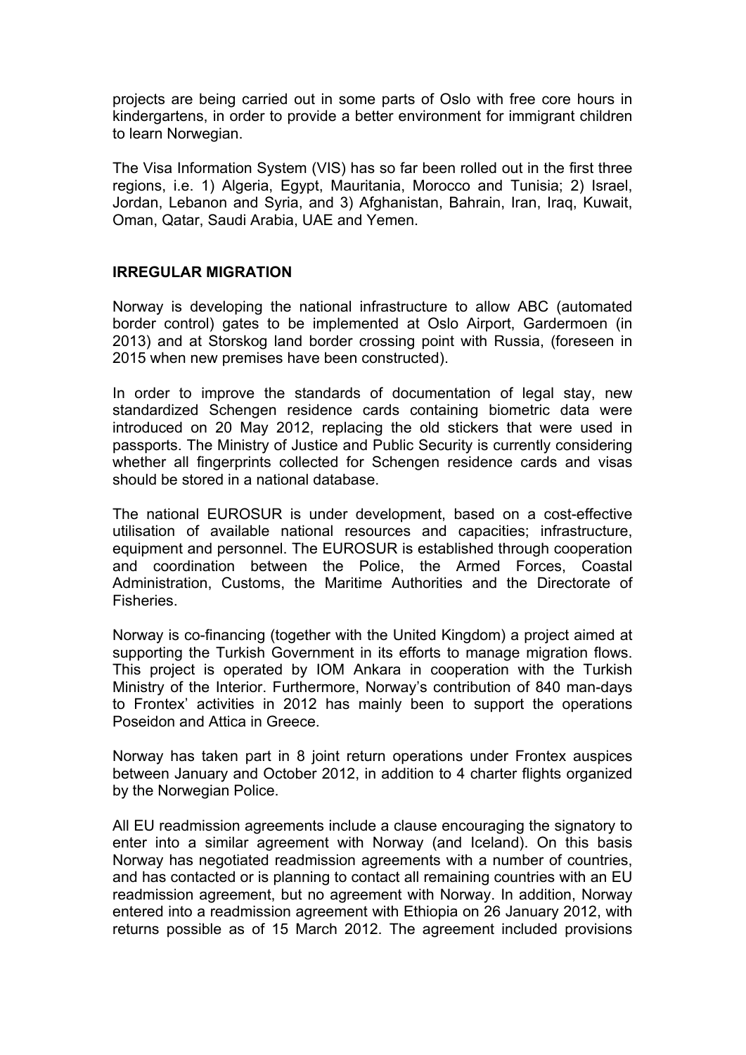projects are being carried out in some parts of Oslo with free core hours in kindergartens, in order to provide a better environment for immigrant children to learn Norwegian.

The Visa Information System (VIS) has so far been rolled out in the first three regions, i.e. 1) Algeria, Egypt, Mauritania, Morocco and Tunisia; 2) Israel, Jordan, Lebanon and Syria, and 3) Afghanistan, Bahrain, Iran, Iraq, Kuwait, Oman, Qatar, Saudi Arabia, UAE and Yemen.

## IRREGULAR MIGRATION

Norway is developing the national infrastructure to allow ABC (automated border control) gates to be implemented at Oslo Airport, Gardermoen (in 2013) and at Storskog land border crossing point with Russia, (foreseen in 2015 when new premises have been constructed).

In order to improve the standards of documentation of legal stay, new standardized Schengen residence cards containing biometric data were introduced on 20 May 2012, replacing the old stickers that were used in passports. The Ministry of Justice and Public Security is currently considering whether all fingerprints collected for Schengen residence cards and visas should be stored in a national database.

The national EUROSUR is under development, based on a cost-effective utilisation of available national resources and capacities; infrastructure, equipment and personnel. The EUROSUR is established through cooperation and coordination between the Police, the Armed Forces, Coastal Administration, Customs, the Maritime Authorities and the Directorate of Fisheries.

Norway is co-financing (together with the United Kingdom) a project aimed at supporting the Turkish Government in its efforts to manage migration flows. This project is operated by IOM Ankara in cooperation with the Turkish Ministry of the Interior. Furthermore, Norway's contribution of 840 man-days to Frontex' activities in 2012 has mainly been to support the operations Poseidon and Attica in Greece.

Norway has taken part in 8 joint return operations under Frontex auspices between January and October 2012, in addition to 4 charter flights organized by the Norwegian Police.

All EU readmission agreements include a clause encouraging the signatory to enter into a similar agreement with Norway (and Iceland). On this basis Norway has negotiated readmission agreements with a number of countries, and has contacted or is planning to contact all remaining countries with an EU readmission agreement, but no agreement with Norway. In addition, Norway entered into a readmission agreement with Ethiopia on 26 January 2012, with returns possible as of 15 March 2012. The agreement included provisions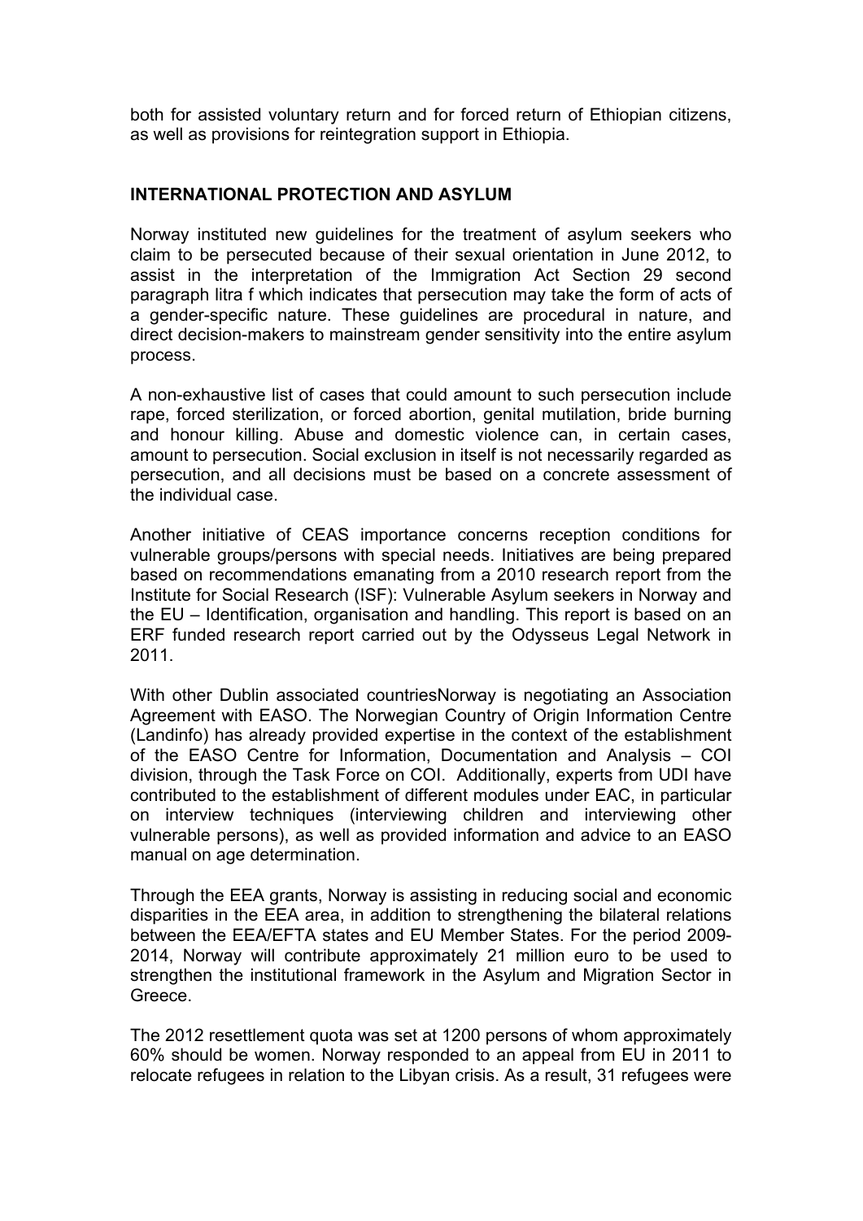both for assisted voluntary return and for forced return of Ethiopian citizens, as well as provisions for reintegration support in Ethiopia.

## INTERNATIONAL PROTECTION AND ASYLUM

Norway instituted new guidelines for the treatment of asylum seekers who claim to be persecuted because of their sexual orientation in June 2012, to assist in the interpretation of the Immigration Act Section 29 second paragraph litra f which indicates that persecution may take the form of acts of a gender-specific nature. These guidelines are procedural in nature, and direct decision-makers to mainstream gender sensitivity into the entire asylum process.

A non-exhaustive list of cases that could amount to such persecution include rape, forced sterilization, or forced abortion, genital mutilation, bride burning and honour killing. Abuse and domestic violence can, in certain cases, amount to persecution. Social exclusion in itself is not necessarily regarded as persecution, and all decisions must be based on a concrete assessment of the individual case.

Another initiative of CEAS importance concerns reception conditions for vulnerable groups/persons with special needs. Initiatives are being prepared based on recommendations emanating from a 2010 research report from the Institute for Social Research (ISF): Vulnerable Asylum seekers in Norway and the EU – Identification, organisation and handling. This report is based on an ERF funded research report carried out by the Odysseus Legal Network in 2011.

With other Dublin associated countriesNorway is negotiating an Association Agreement with EASO. The Norwegian Country of Origin Information Centre (Landinfo) has already provided expertise in the context of the establishment of the EASO Centre for Information, Documentation and Analysis – COI division, through the Task Force on COI. Additionally, experts from UDI have contributed to the establishment of different modules under EAC, in particular on interview techniques (interviewing children and interviewing other vulnerable persons), as well as provided information and advice to an EASO manual on age determination.

Through the EEA grants, Norway is assisting in reducing social and economic disparities in the EEA area, in addition to strengthening the bilateral relations between the EEA/EFTA states and EU Member States. For the period 2009-2014, Norway will contribute approximately 21 million euro to be used to strengthen the institutional framework in the Asylum and Migration Sector in Greece.

The 2012 resettlement quota was set at 1200 persons of whom approximately 60% should be women. Norway responded to an appeal from EU in 2011 to relocate refugees in relation to the Libyan crisis. As a result, 31 refugees were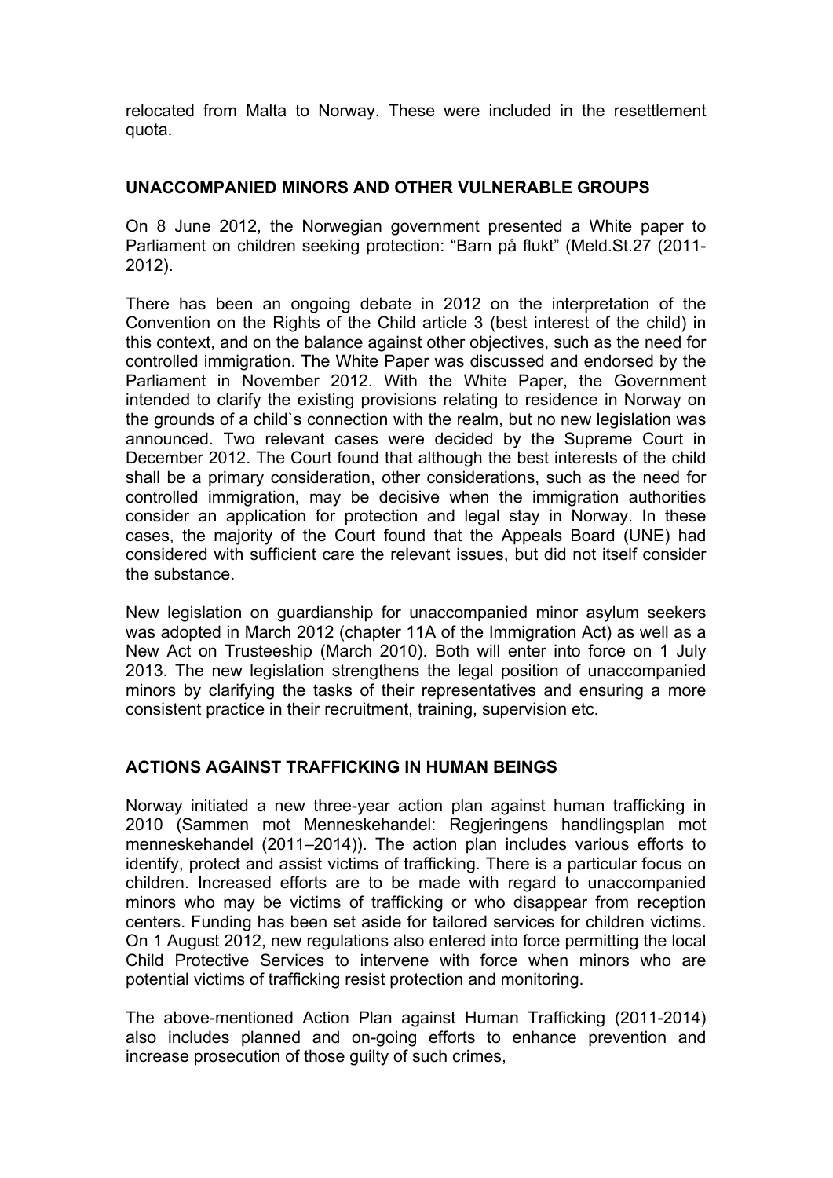relocated from Malta to Norway. These were included in the resettlement quota.

## UNACCOMPANIED MINORS AND OTHER VULNERABLE GROUPS

On 8 June 2012, the Norwegian government presented a White paper to Parliament on children seeking protection: "Barn på flukt" (Meld.St.27 (2011-2012).

There has been an ongoing debate in 2012 on the interpretation of the Convention on the Rights of the Child article 3 (best interest of the child) in this context, and on the balance against other objectives, such as the need for controlled immigration. The White Paper was discussed and endorsed by the Parliament in November 2012. With the White Paper, the Government intended to clarify the existing provisions relating to residence in Norway on the grounds of a child`s connection with the realm, but no new legislation was announced. Two relevant cases were decided by the Supreme Court in December 2012. The Court found that although the best interests of the child shall be a primary consideration, other considerations, such as the need for controlled immigration, may be decisive when the immigration authorities consider an application for protection and legal stay in Norway. In these cases, the majority of the Court found that the Appeals Board (UNE) had considered with sufficient care the relevant issues, but did not itself consider the substance.

New legislation on guardianship for unaccompanied minor asylum seekers was adopted in March 2012 (chapter 11A of the Immigration Act) as well as a New Act on Trusteeship (March 2010). Both will enter into force on 1 July 2013. The new legislation strengthens the legal position of unaccompanied minors by clarifying the tasks of their representatives and ensuring a more consistent practice in their recruitment, training, supervision etc.

## ACTIONS AGAINST TRAFFICKING IN HUMAN BEINGS

Norway initiated a new three-year action plan against human trafficking in 2010 (Sammen mot Menneskehandel: Regjeringens handlingsplan mot menneskehandel (2011–2014)). The action plan includes various efforts to identify, protect and assist victims of trafficking. There is a particular focus on children. Increased efforts are to be made with regard to unaccompanied minors who may be victims of trafficking or who disappear from reception centers. Funding has been set aside for tailored services for children victims. On 1 August 2012, new regulations also entered into force permitting the local Child Protective Services to intervene with force when minors who are potential victims of trafficking resist protection and monitoring.

The above-mentioned Action Plan against Human Trafficking (2011-2014) also includes planned and on-going efforts to enhance prevention and increase prosecution of those guilty of such crimes,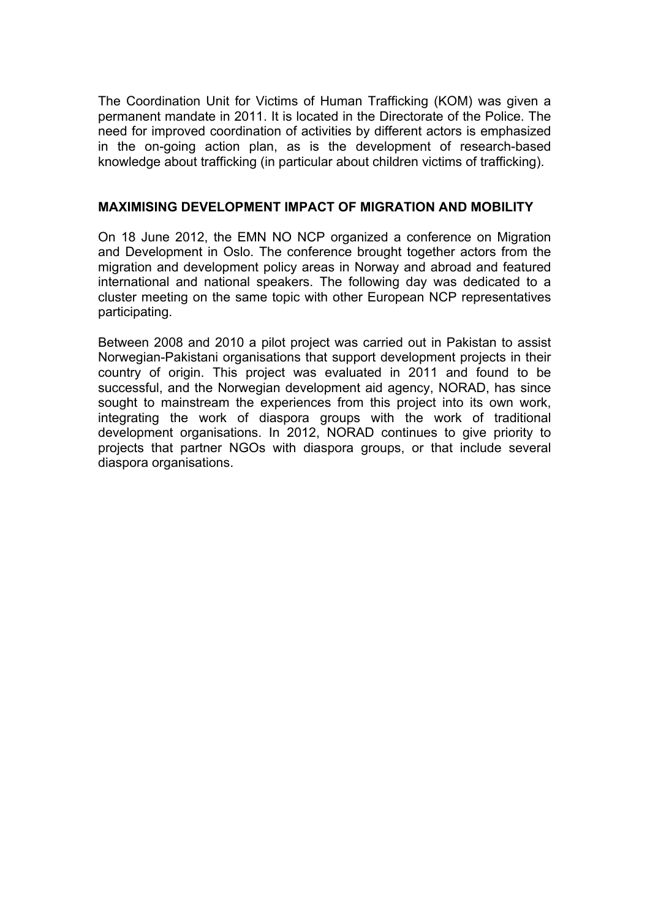The Coordination Unit for Victims of Human Trafficking (KOM) was given a permanent mandate in 2011. It is located in the Directorate of the Police. The need for improved coordination of activities by different actors is emphasized in the on-going action plan, as is the development of research-based knowledge about trafficking (in particular about children victims of trafficking).

## MAXIMISING DEVELOPMENT IMPACT OF MIGRATION AND MOBILITY

On 18 June 2012, the EMN NO NCP organized a conference on Migration and Development in Oslo. The conference brought together actors from the migration and development policy areas in Norway and abroad and featured international and national speakers. The following day was dedicated to a cluster meeting on the same topic with other European NCP representatives participating.

Between 2008 and 2010 a pilot project was carried out in Pakistan to assist Norwegian-Pakistani organisations that support development projects in their country of origin. This project was evaluated in 2011 and found to be successful, and the Norwegian development aid agency, NORAD, has since sought to mainstream the experiences from this project into its own work, integrating the work of diaspora groups with the work of traditional development organisations. In 2012, NORAD continues to give priority to projects that partner NGOs with diaspora groups, or that include several diaspora organisations.